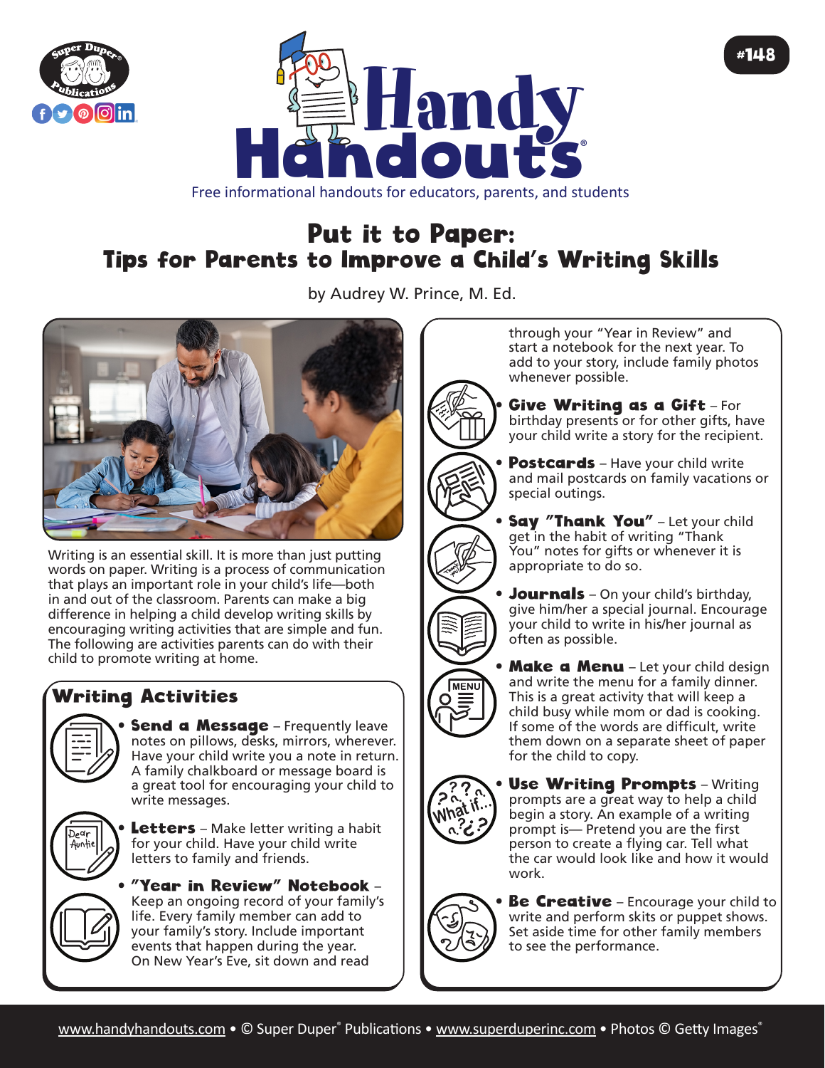# Put it to Paper: Tips for Parents to Improve a Child's Writing Skills

by Audrey W. Prince, M. Ed.

Writing is an essential skill. It is more than just putting words on paper. Writing is a process of communication that plays an important role in your child's life—both in and out of the classroom. Parents can make a big difference in helping a child develop writing skills by encouraging writing activities that are simple and fun. The following are activities parents can do with their child to promote writing at home.

## Writing Activities

- **Send a Message** – Frequently leave notes on pillows, desks, mirrors, wherever. Have your child write you a note in return. A family chalkboard or message board is a great tool for encouraging your child to write messages.
- **Letters** – Make letter writing a habit for your child. Have your child write letters to family and friends.
- **"Year in Review" Notebook** – Keep an ongoing record of your family's life. Every family member can add to your family's story. Include important events that happen during the year. On New Year's Eve, sit down and read through your "Year in Review" and start a notebook for the next year. To add to your story, include family photos whenever possible.
- **Give Writing as a Gift** – For birthday presents or for other gifts, have your child write a story for the recipient.
- **Postcards** – Have your child write and mail postcards on family vacations or special outings.
- **Say "Thank You"** – Let your child get in the habit of writing "Thank You" notes for gifts or whenever it is appropriate to do so.
- **Journals** – On your child's birthday, give him/her a special journal. Encourage your child to write in his/her journal as often as possible.
- **Make a Menu** – Let your child design and write the menu for a family dinner. This is a great activity that will keep a child busy while mom or dad is cooking. If some of the words are difficult, write them down on a separate sheet of paper for the child to copy.
- **Use Writing Prompts** – Writing prompts are a great way to help a child begin a story. An example of a writing prompt is— Pretend you are the first person to create a flying car. Tell what the car would look like and how it would work.
- **Be Creative** – Encourage your child to write and perform skits or puppet shows. Set aside time for other family members to see the performance.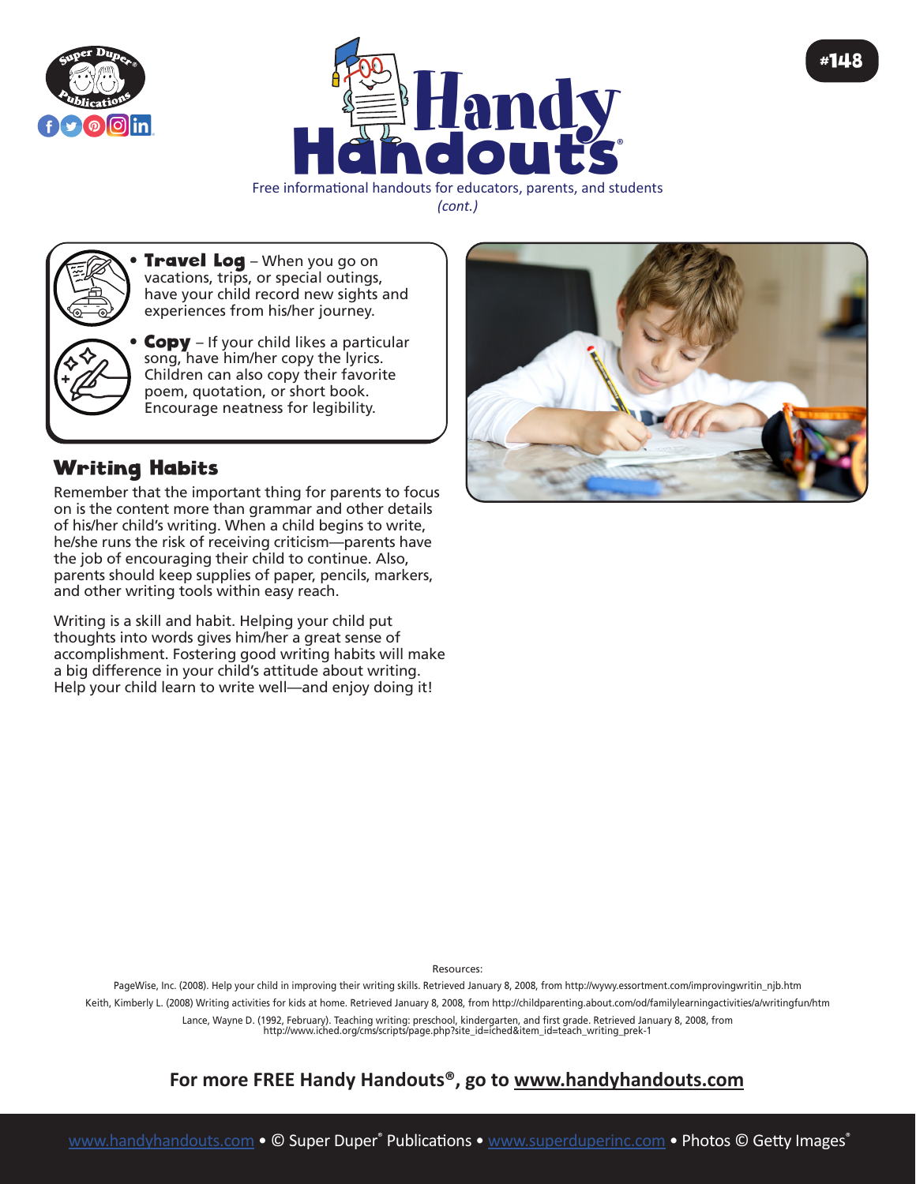(cont.)

- **Travel Log** – When you go on vacations, trips, or special outings, have your child record new sights and experiences from his/her journey.
- **Copy** – If your child likes a particular song, have him/her copy the lyrics. Children can also copy their favorite poem, quotation, or short book. Encourage neatness for legibility.

## Writing Habits

Remember that the important thing for parents to focus on is the content more than grammar and other details of his/her child's writing. When a child begins to write, he/she runs the risk of receiving criticism—parents have the job of encouraging their child to continue. Also, parents should keep supplies of paper, pencils, markers, and other writing tools within easy reach.

Writing is a skill and habit. Helping your child put thoughts into words gives him/her a great sense of accomplishment. Fostering good writing habits will make a big difference in your child's attitude about writing. Help your child learn to write well—and enjoy doing it!

Resources:

PageWise, Inc. (2008). Help your child in improving their writing skills. Retrieved January 8, 2008, from http://wywy.essortment.com/improvingwritin_njb.htm

Keith, Kimberly L. (2008) Writing activities for kids at home. Retrieved January 8, 2008, from http://childparenting.about.com/od/familylearningactivities/a/writingfun/htm

Lance, Wayne D. (1992, February). Teaching writing: preschool, kindergarten, and first grade. Retrieved January 8, 2008, from http://www.iched.org/cms/scripts/page.php?site_id=iched&item_id=teach_writing_prek-1

**For more FREE Handy Handouts®, go to www.handyhandouts.com**